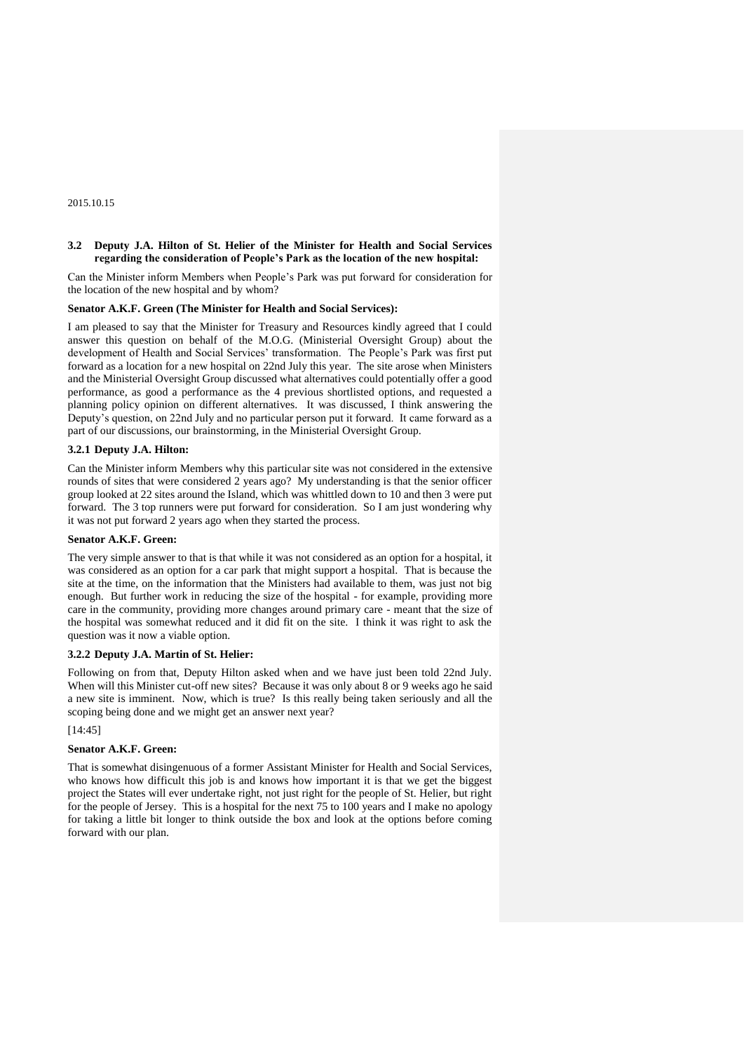2015.10.15

### 3.2 Deputy J.A. Hilton of St. Helier of the Minister for Health and Social Services regarding the consideration of People's Park as the location of the new hospital:

Can the Minister inform Members when People's Park was put forward for consideration for the location of the new hospital and by whom?

**Senator A.K.F. Green (The Minister for Health and Social Services):**

I am pleased to say that the Minister for Treasury and Resources kindly agreed that I could answer this question on behalf of the M.O.G. (Ministerial Oversight Group) about the development of Health and Social Services' transformation. The People's Park was first put forward as a location for a new hospital on 22nd July this year. The site arose when Ministers and the Ministerial Oversight Group discussed what alternatives could potentially offer a good performance, as good a performance as the 4 previous shortlisted options, and requested a planning policy opinion on different alternatives. It was discussed, I think answering the Deputy's question, on 22nd July and no particular person put it forward. It came forward as a part of our discussions, our brainstorming, in the Ministerial Oversight Group.

#### 3.2.1 Deputy J.A. Hilton:

Can the Minister inform Members why this particular site was not considered in the extensive rounds of sites that were considered 2 years ago? My understanding is that the senior officer group looked at 22 sites around the Island, which was whittled down to 10 and then 3 were put forward. The 3 top runners were put forward for consideration. So I am just wondering why it was not put forward 2 years ago when they started the process.

**Senator A.K.F. Green:**

The very simple answer to that is that while it was not considered as an option for a hospital, it was considered as an option for a car park that might support a hospital. That is because the site at the time, on the information that the Ministers had available to them, was just not big enough. But further work in reducing the size of the hospital - for example, providing more care in the community, providing more changes around primary care - meant that the size of the hospital was somewhat reduced and it did fit on the site. I think it was right to ask the question was it now a viable option.

#### 3.2.2 Deputy J.A. Martin of St. Helier:

Following on from that, Deputy Hilton asked when and we have just been told 22nd July. When will this Minister cut-off new sites? Because it was only about 8 or 9 weeks ago he said a new site is imminent. Now, which is true? Is this really being taken seriously and all the scoping being done and we might get an answer next year?

[14:45]

**Senator A.K.F. Green:**

That is somewhat disingenuous of a former Assistant Minister for Health and Social Services, who knows how difficult this job is and knows how important it is that we get the biggest project the States will ever undertake right, not just right for the people of St. Helier, but right for the people of Jersey. This is a hospital for the next 75 to 100 years and I make no apology for taking a little bit longer to think outside the box and look at the options before coming forward with our plan.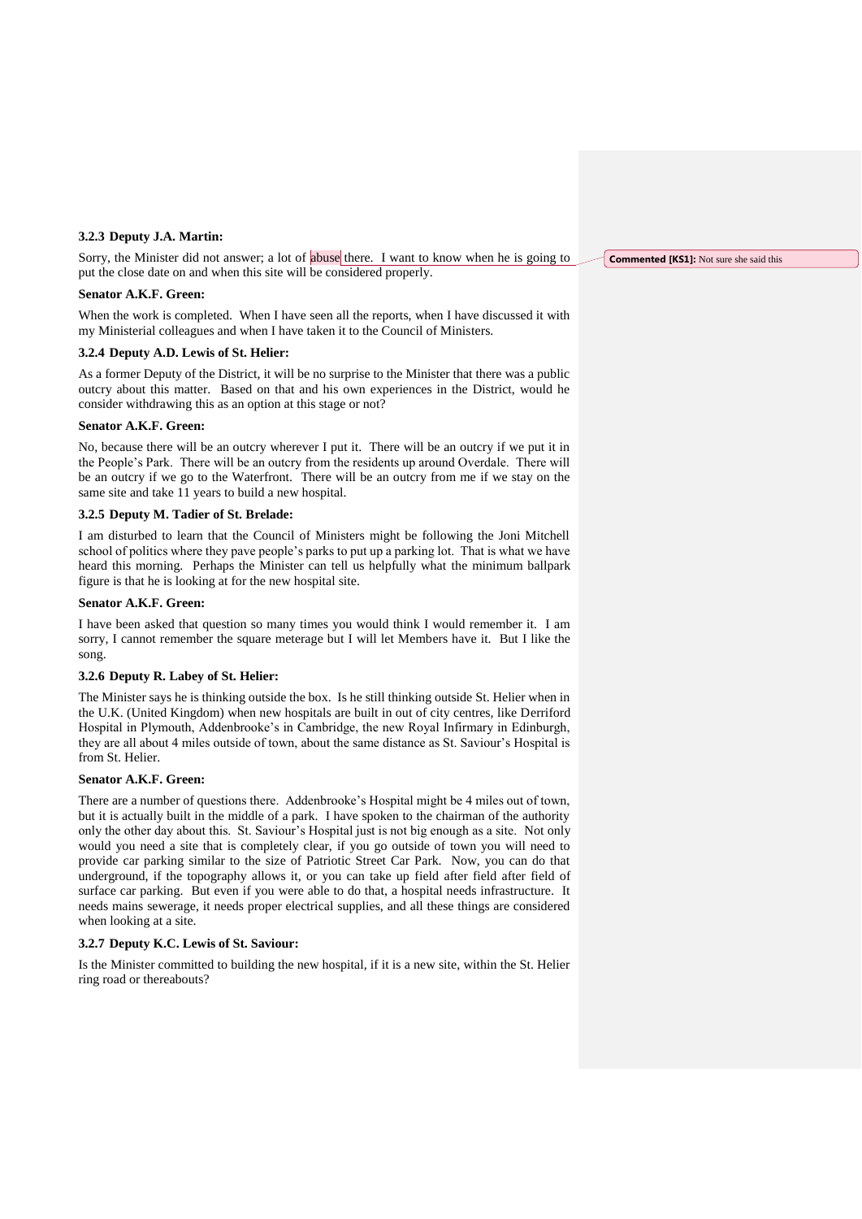### 3.2.3 Deputy J.A. Martin:

Sorry, the Minister did not answer; a lot of abuse there. I want to know when he is going to put the close date on and when this site will be considered properly.

**Commented [KS1]:** Not sure she said this

**Senator A.K.F. Green:**

When the work is completed. When I have seen all the reports, when I have discussed it with my Ministerial colleagues and when I have taken it to the Council of Ministers.

### 3.2.4 Deputy A.D. Lewis of St. Helier:

As a former Deputy of the District, it will be no surprise to the Minister that there was a public outcry about this matter. Based on that and his own experiences in the District, would he consider withdrawing this as an option at this stage or not?

**Senator A.K.F. Green:**

No, because there will be an outcry wherever I put it. There will be an outcry if we put it in the People's Park. There will be an outcry from the residents up around Overdale. There will be an outcry if we go to the Waterfront. There will be an outcry from me if we stay on the same site and take 11 years to build a new hospital.

### 3.2.5 Deputy M. Tadier of St. Brelade:

I am disturbed to learn that the Council of Ministers might be following the Joni Mitchell school of politics where they pave people's parks to put up a parking lot. That is what we have heard this morning. Perhaps the Minister can tell us helpfully what the minimum ballpark figure is that he is looking at for the new hospital site.

**Senator A.K.F. Green:**

I have been asked that question so many times you would think I would remember it. I am sorry, I cannot remember the square meterage but I will let Members have it. But I like the song.

### 3.2.6 Deputy R. Labey of St. Helier:

The Minister says he is thinking outside the box. Is he still thinking outside St. Helier when in the U.K. (United Kingdom) when new hospitals are built in out of city centres, like Derriford Hospital in Plymouth, Addenbrooke's in Cambridge, the new Royal Infirmary in Edinburgh, they are all about 4 miles outside of town, about the same distance as St. Saviour's Hospital is from St. Helier.

**Senator A.K.F. Green:**

There are a number of questions there. Addenbrooke's Hospital might be 4 miles out of town, but it is actually built in the middle of a park. I have spoken to the chairman of the authority only the other day about this. St. Saviour's Hospital just is not big enough as a site. Not only would you need a site that is completely clear, if you go outside of town you will need to provide car parking similar to the size of Patriotic Street Car Park. Now, you can do that underground, if the topography allows it, or you can take up field after field after field of surface car parking. But even if you were able to do that, a hospital needs infrastructure. It needs mains sewerage, it needs proper electrical supplies, and all these things are considered when looking at a site.

### 3.2.7 Deputy K.C. Lewis of St. Saviour:

Is the Minister committed to building the new hospital, if it is a new site, within the St. Helier ring road or thereabouts?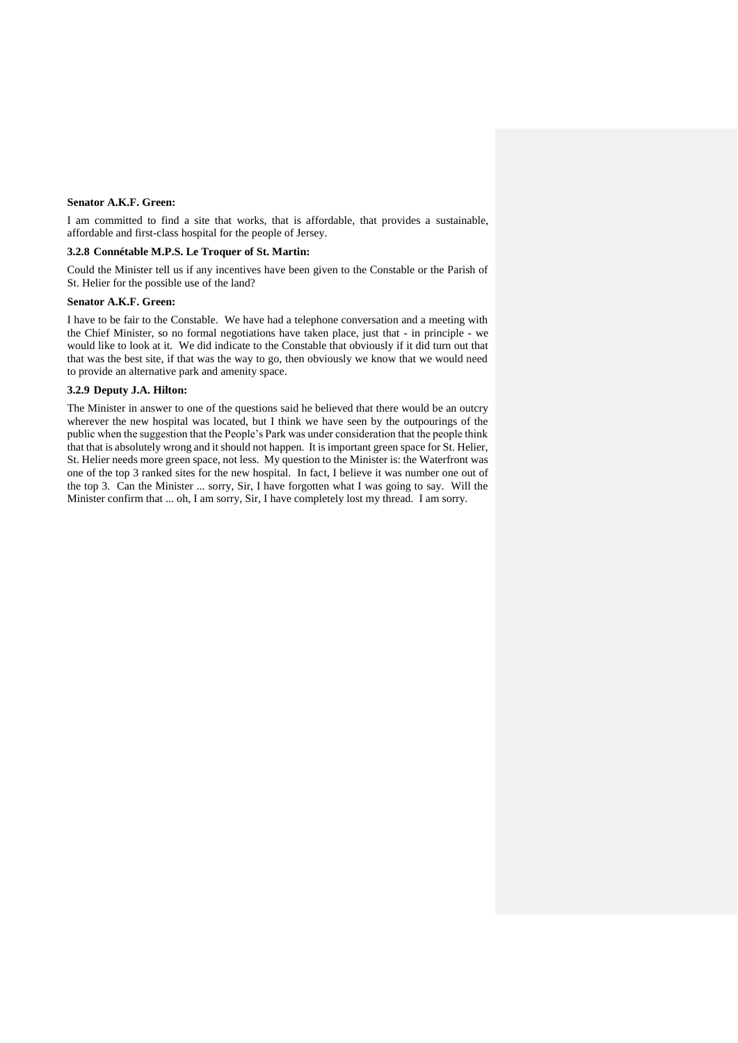**Senator A.K.F. Green:**

I am committed to find a site that works, that is affordable, that provides a sustainable, affordable and first-class hospital for the people of Jersey.

**3.2.8 Connétable M.P.S. Le Troquer of St. Martin:**

Could the Minister tell us if any incentives have been given to the Constable or the Parish of St. Helier for the possible use of the land?

**Senator A.K.F. Green:**

I have to be fair to the Constable. We have had a telephone conversation and a meeting with the Chief Minister, so no formal negotiations have taken place, just that - in principle - we would like to look at it. We did indicate to the Constable that obviously if it did turn out that that was the best site, if that was the way to go, then obviously we know that we would need to provide an alternative park and amenity space.

**3.2.9 Deputy J.A. Hilton:**

The Minister in answer to one of the questions said he believed that there would be an outcry wherever the new hospital was located, but I think we have seen by the outpourings of the public when the suggestion that the People's Park was under consideration that the people think that that is absolutely wrong and it should not happen. It is important green space for St. Helier, St. Helier needs more green space, not less. My question to the Minister is: the Waterfront was one of the top 3 ranked sites for the new hospital. In fact, I believe it was number one out of the top 3. Can the Minister ... sorry, Sir, I have forgotten what I was going to say. Will the Minister confirm that ... oh, I am sorry, Sir, I have completely lost my thread. I am sorry.